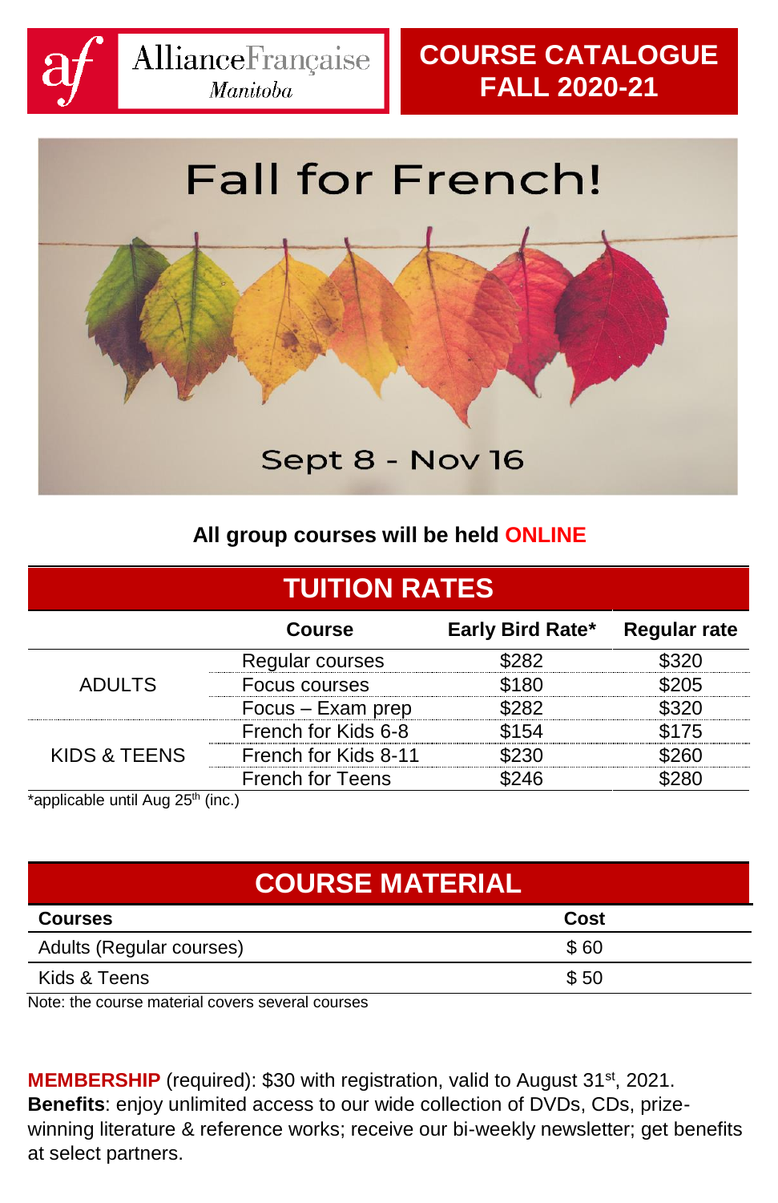Alliance Française Manitoba

# COURSE CATALOGUE FALL 2020-21

Fall for French!

Sept 8 - Nov 16

**All group courses will be held ONLINE**

## TUITION RATES

| | Course | Early Bird Rate* | Regular rate |
|---|---|---|---|
| ADULTS | Regular courses | $282 | $320 |
| | Focus courses | $180 | $205 |
| | Focus – Exam prep | $282 | $320 |
| KIDS & TEENS | French for Kids 6-8 | $154 | $175 |
| | French for Kids 8-11 | $230 | $260 |
| | French for Teens | $246 | $280 |

*applicable until Aug 25th (inc.)

## COURSE MATERIAL

| Courses | Cost |
|---|---|
| Adults (Regular courses) | $ 60 |
| Kids & Teens | $ 50 |

Note: the course material covers several courses

**MEMBERSHIP** (required): $30 with registration, valid to August 31st, 2021.
**Benefits**: enjoy unlimited access to our wide collection of DVDs, CDs, prize-winning literature & reference works; receive our bi-weekly newsletter; get benefits at select partners.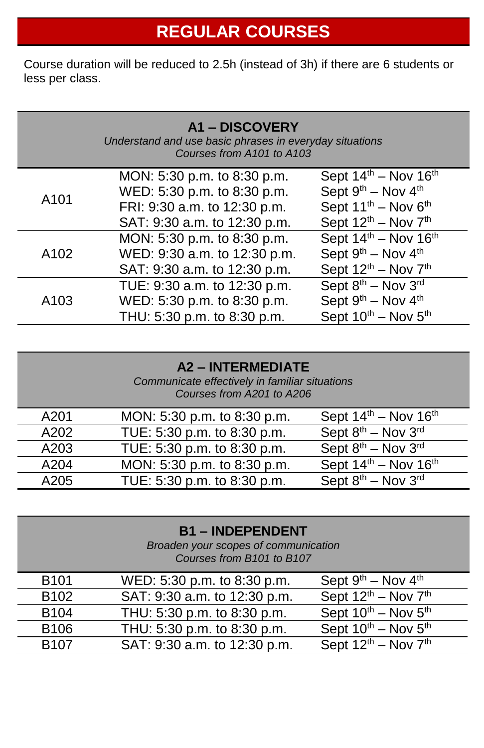# REGULAR COURSES

Course duration will be reduced to 2.5h (instead of 3h) if there are 6 students or less per class.

## A1 – DISCOVERY

*Understand and use basic phrases in everyday situations*
*Courses from A101 to A103*

| | | |
|---|---|---|
| A101 | MON: 5:30 p.m. to 8:30 p.m. | Sept 14th – Nov 16th |
| | WED: 5:30 p.m. to 8:30 p.m. | Sept 9th – Nov 4th |
| | FRI: 9:30 a.m. to 12:30 p.m. | Sept 11th – Nov 6th |
| | SAT: 9:30 a.m. to 12:30 p.m. | Sept 12th – Nov 7th |
| A102 | MON: 5:30 p.m. to 8:30 p.m. | Sept 14th – Nov 16th |
| | WED: 9:30 a.m. to 12:30 p.m. | Sept 9th – Nov 4th |
| | SAT: 9:30 a.m. to 12:30 p.m. | Sept 12th – Nov 7th |
| A103 | TUE: 9:30 a.m. to 12:30 p.m. | Sept 8th – Nov 3rd |
| | WED: 5:30 p.m. to 8:30 p.m. | Sept 9th – Nov 4th |
| | THU: 5:30 p.m. to 8:30 p.m. | Sept 10th – Nov 5th |

## A2 – INTERMEDIATE

*Communicate effectively in familiar situations*
*Courses from A201 to A206*

| | | |
|---|---|---|
| A201 | MON: 5:30 p.m. to 8:30 p.m. | Sept 14th – Nov 16th |
| A202 | TUE: 5:30 p.m. to 8:30 p.m. | Sept 8th – Nov 3rd |
| A203 | TUE: 5:30 p.m. to 8:30 p.m. | Sept 8th – Nov 3rd |
| A204 | MON: 5:30 p.m. to 8:30 p.m. | Sept 14th – Nov 16th |
| A205 | TUE: 5:30 p.m. to 8:30 p.m. | Sept 8th – Nov 3rd |

## B1 – INDEPENDENT

*Broaden your scopes of communication*
*Courses from B101 to B107*

| | | |
|---|---|---|
| B101 | WED: 5:30 p.m. to 8:30 p.m. | Sept 9th – Nov 4th |
| B102 | SAT: 9:30 a.m. to 12:30 p.m. | Sept 12th – Nov 7th |
| B104 | THU: 5:30 p.m. to 8:30 p.m. | Sept 10th – Nov 5th |
| B106 | THU: 5:30 p.m. to 8:30 p.m. | Sept 10th – Nov 5th |
| B107 | SAT: 9:30 a.m. to 12:30 p.m. | Sept 12th – Nov 7th |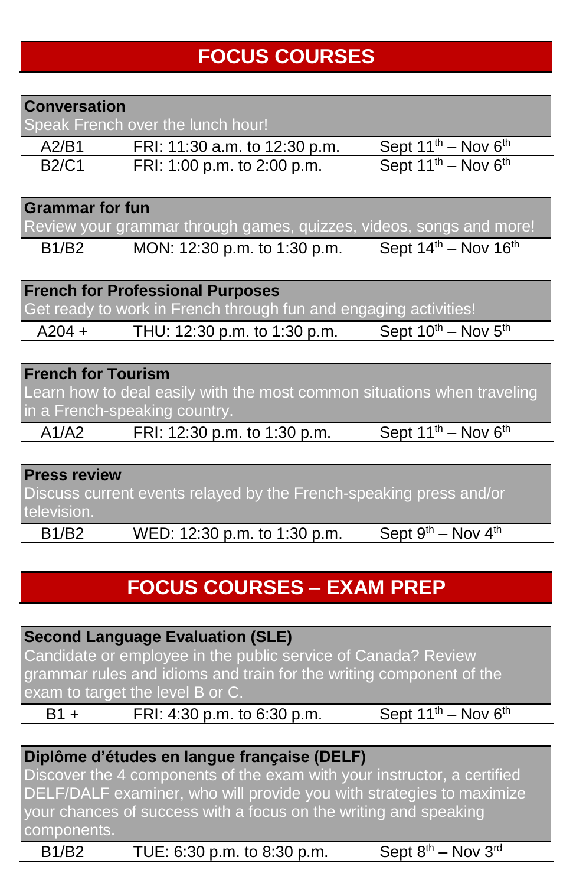# FOCUS COURSES

## Conversation

Speak French over the lunch hour!

| Level | Schedule | Dates |
|---|---|---|
| A2/B1 | FRI: 11:30 a.m. to 12:30 p.m. | Sept 11th – Nov 6th |
| B2/C1 | FRI: 1:00 p.m. to 2:00 p.m. | Sept 11th – Nov 6th |

## Grammar for fun

Review your grammar through games, quizzes, videos, songs and more!

| Level | Schedule | Dates |
|---|---|---|
| B1/B2 | MON: 12:30 p.m. to 1:30 p.m. | Sept 14th – Nov 16th |

## French for Professional Purposes

Get ready to work in French through fun and engaging activities!

| Level | Schedule | Dates |
|---|---|---|
| A204 + | THU: 12:30 p.m. to 1:30 p.m. | Sept 10th – Nov 5th |

## French for Tourism

Learn how to deal easily with the most common situations when traveling in a French-speaking country.

| Level | Schedule | Dates |
|---|---|---|
| A1/A2 | FRI: 12:30 p.m. to 1:30 p.m. | Sept 11th – Nov 6th |

## Press review

Discuss current events relayed by the French-speaking press and/or television.

| Level | Schedule | Dates |
|---|---|---|
| B1/B2 | WED: 12:30 p.m. to 1:30 p.m. | Sept 9th – Nov 4th |

# FOCUS COURSES – EXAM PREP

## Second Language Evaluation (SLE)

Candidate or employee in the public service of Canada? Review grammar rules and idioms and train for the writing component of the exam to target the level B or C.

| Level | Schedule | Dates |
|---|---|---|
| B1 + | FRI: 4:30 p.m. to 6:30 p.m. | Sept 11th – Nov 6th |

## Diplôme d'études en langue française (DELF)

Discover the 4 components of the exam with your instructor, a certified DELF/DALF examiner, who will provide you with strategies to maximize your chances of success with a focus on the writing and speaking components.

| Level | Schedule | Dates |
|---|---|---|
| B1/B2 | TUE: 6:30 p.m. to 8:30 p.m. | Sept 8th – Nov 3rd |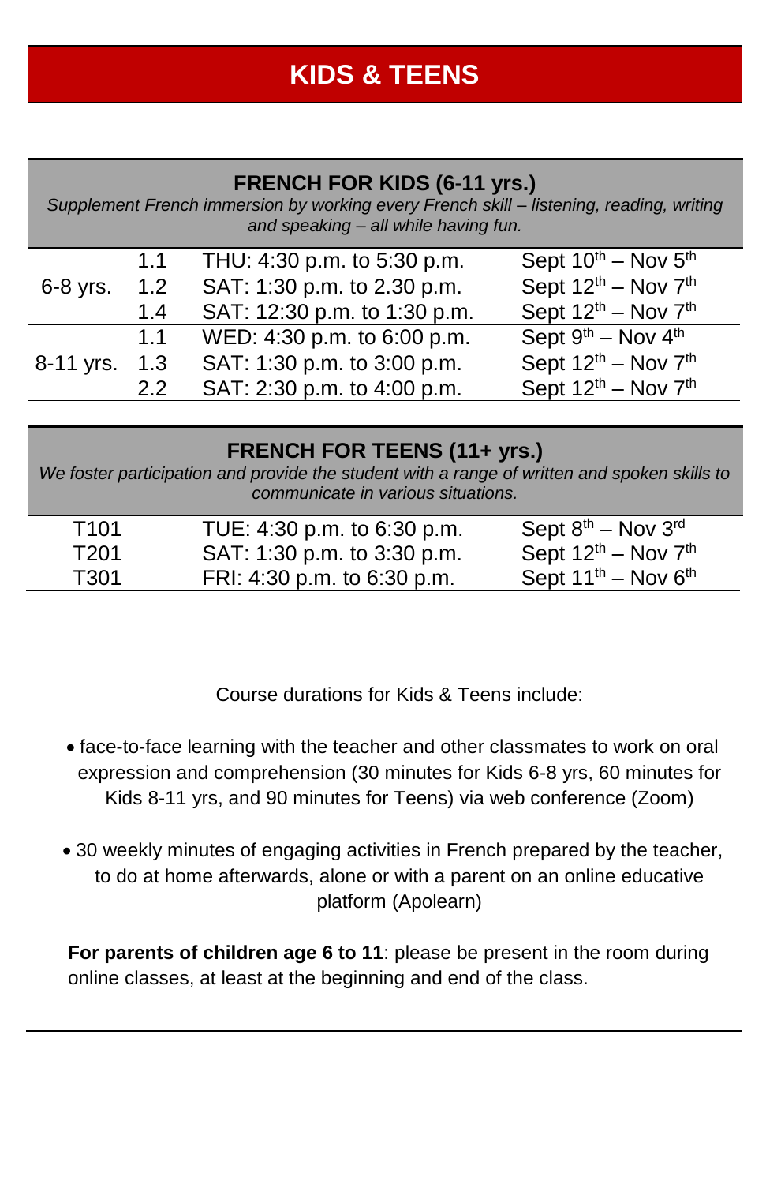# KIDS & TEENS

## FRENCH FOR KIDS (6-11 yrs.)

*Supplement French immersion by working every French skill – listening, reading, writing and speaking – all while having fun.*

| | | | |
|---|---|---|---|
| 6-8 yrs. | 1.1 | THU: 4:30 p.m. to 5:30 p.m. | Sept 10th – Nov 5th |
| | 1.2 | SAT: 1:30 p.m. to 2.30 p.m. | Sept 12th – Nov 7th |
| | 1.4 | SAT: 12:30 p.m. to 1:30 p.m. | Sept 12th – Nov 7th |
| 8-11 yrs. | 1.1 | WED: 4:30 p.m. to 6:00 p.m. | Sept 9th – Nov 4th |
| | 1.3 | SAT: 1:30 p.m. to 3:00 p.m. | Sept 12th – Nov 7th |
| | 2.2 | SAT: 2:30 p.m. to 4:00 p.m. | Sept 12th – Nov 7th |

## FRENCH FOR TEENS (11+ yrs.)

*We foster participation and provide the student with a range of written and spoken skills to communicate in various situations.*

| | | |
|---|---|---|
| T101 | TUE: 4:30 p.m. to 6:30 p.m. | Sept 8th – Nov 3rd |
| T201 | SAT: 1:30 p.m. to 3:30 p.m. | Sept 12th – Nov 7th |
| T301 | FRI: 4:30 p.m. to 6:30 p.m. | Sept 11th – Nov 6th |

Course durations for Kids & Teens include:

- face-to-face learning with the teacher and other classmates to work on oral expression and comprehension (30 minutes for Kids 6-8 yrs, 60 minutes for Kids 8-11 yrs, and 90 minutes for Teens) via web conference (Zoom)
- 30 weekly minutes of engaging activities in French prepared by the teacher, to do at home afterwards, alone or with a parent on an online educative platform (Apolearn)

**For parents of children age 6 to 11**: please be present in the room during online classes, at least at the beginning and end of the class.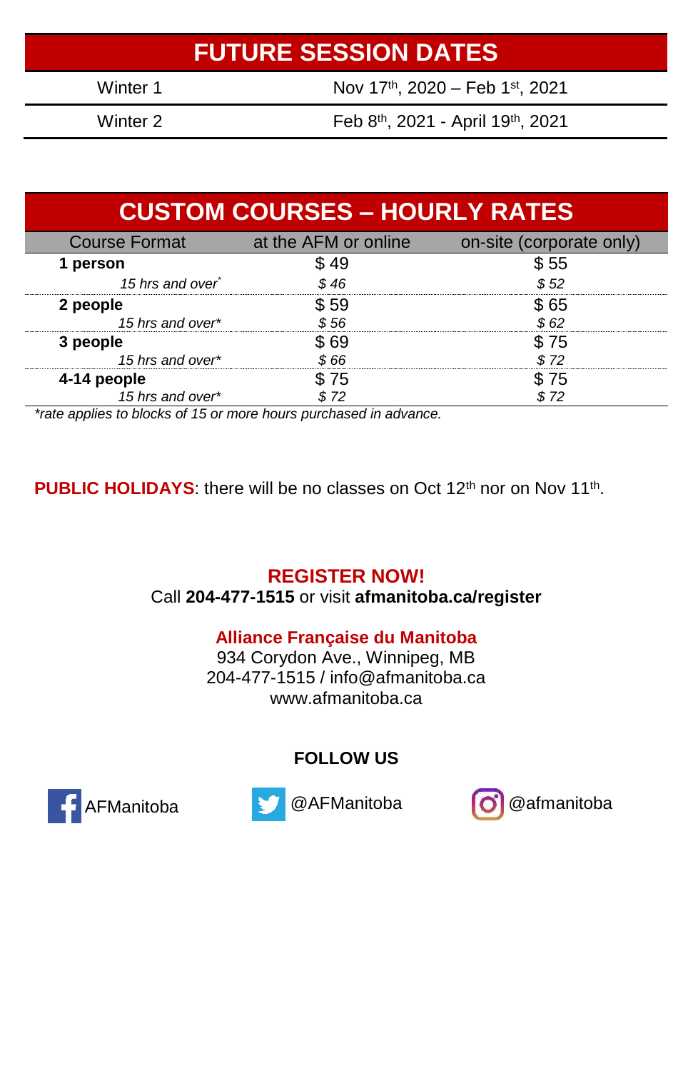## FUTURE SESSION DATES

| | |
|---|---|
| Winter 1 | Nov 17th, 2020 – Feb 1st, 2021 |
| Winter 2 | Feb 8th, 2021 - April 19th, 2021 |

## CUSTOM COURSES – HOURLY RATES

| Course Format | at the AFM or online | on-site (corporate only) |
|---|---|---|
| **1 person** | $ 49 | $ 55 |
| *15 hrs and over** | *$ 46* | *$ 52* |
| **2 people** | $ 59 | $ 65 |
| *15 hrs and over** | *$ 56* | *$ 62* |
| **3 people** | $ 69 | $ 75 |
| *15 hrs and over** | *$ 66* | *$ 72* |
| **4-14 people** | $ 75 | $ 75 |
| *15 hrs and over** | *$ 72* | *$ 72* |

*\*rate applies to blocks of 15 or more hours purchased in advance.*

**PUBLIC HOLIDAYS**: there will be no classes on Oct 12th nor on Nov 11th.

**REGISTER NOW!**
Call **204-477-1515** or visit **afmanitoba.ca/register**

**Alliance Française du Manitoba**
934 Corydon Ave., Winnipeg, MB
204-477-1515 / info@afmanitoba.ca
www.afmanitoba.ca

**FOLLOW US**

AFManitoba @AFManitoba @afmanitoba